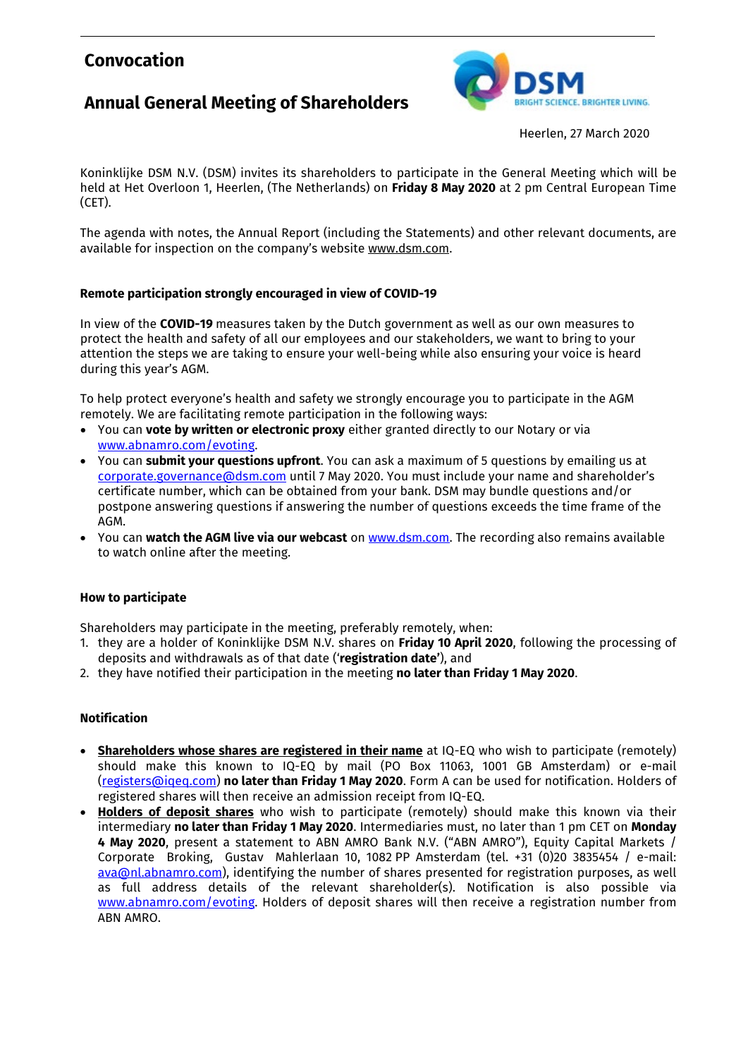# Convocation

## Annual General Meeting of Shareholders

Heerlen, 27 March 2020

Koninklijke DSM N.V. (DSM) invites its shareholders to participate in the General Meeting which will be held at Het Overloon 1, Heerlen, (The Netherlands) on **Friday 8 May 2020** at 2 pm Central European Time (CET).

The agenda with notes, the Annual Report (including the Statements) and other relevant documents, are available for inspection on the company's website www.dsm.com.

### Remote participation strongly encouraged in view of COVID-19

In view of the **COVID-19** measures taken by the Dutch government as well as our own measures to protect the health and safety of all our employees and our stakeholders, we want to bring to your attention the steps we are taking to ensure your well-being while also ensuring your voice is heard during this year's AGM.

To help protect everyone's health and safety we strongly encourage you to participate in the AGM remotely. We are facilitating remote participation in the following ways:

- You can **vote by written or electronic proxy** either granted directly to our Notary or via www.abnamro.com/evoting.
- You can **submit your questions upfront**. You can ask a maximum of 5 questions by emailing us at corporate.governance@dsm.com until 7 May 2020. You must include your name and shareholder's certificate number, which can be obtained from your bank. DSM may bundle questions and/or postpone answering questions if answering the number of questions exceeds the time frame of the AGM.
- You can **watch the AGM live via our webcast** on www.dsm.com. The recording also remains available to watch online after the meeting.

### How to participate

Shareholders may participate in the meeting, preferably remotely, when:

1. they are a holder of Koninklijke DSM N.V. shares on **Friday 10 April 2020**, following the processing of deposits and withdrawals as of that date ('**registration date'**), and
2. they have notified their participation in the meeting **no later than Friday 1 May 2020**.

### Notification

- **Shareholders whose shares are registered in their name** at IQ-EQ who wish to participate (remotely) should make this known to IQ-EQ by mail (PO Box 11063, 1001 GB Amsterdam) or e-mail (registers@iqeq.com) **no later than Friday 1 May 2020**. Form A can be used for notification. Holders of registered shares will then receive an admission receipt from IQ-EQ.
- **Holders of deposit shares** who wish to participate (remotely) should make this known via their intermediary **no later than Friday 1 May 2020**. Intermediaries must, no later than 1 pm CET on **Monday 4 May 2020**, present a statement to ABN AMRO Bank N.V. ("ABN AMRO"), Equity Capital Markets / Corporate Broking, Gustav Mahlerlaan 10, 1082 PP Amsterdam (tel. +31 (0)20 3835454 / e-mail: ava@nl.abnamro.com), identifying the number of shares presented for registration purposes, as well as full address details of the relevant shareholder(s). Notification is also possible via www.abnamro.com/evoting. Holders of deposit shares will then receive a registration number from ABN AMRO.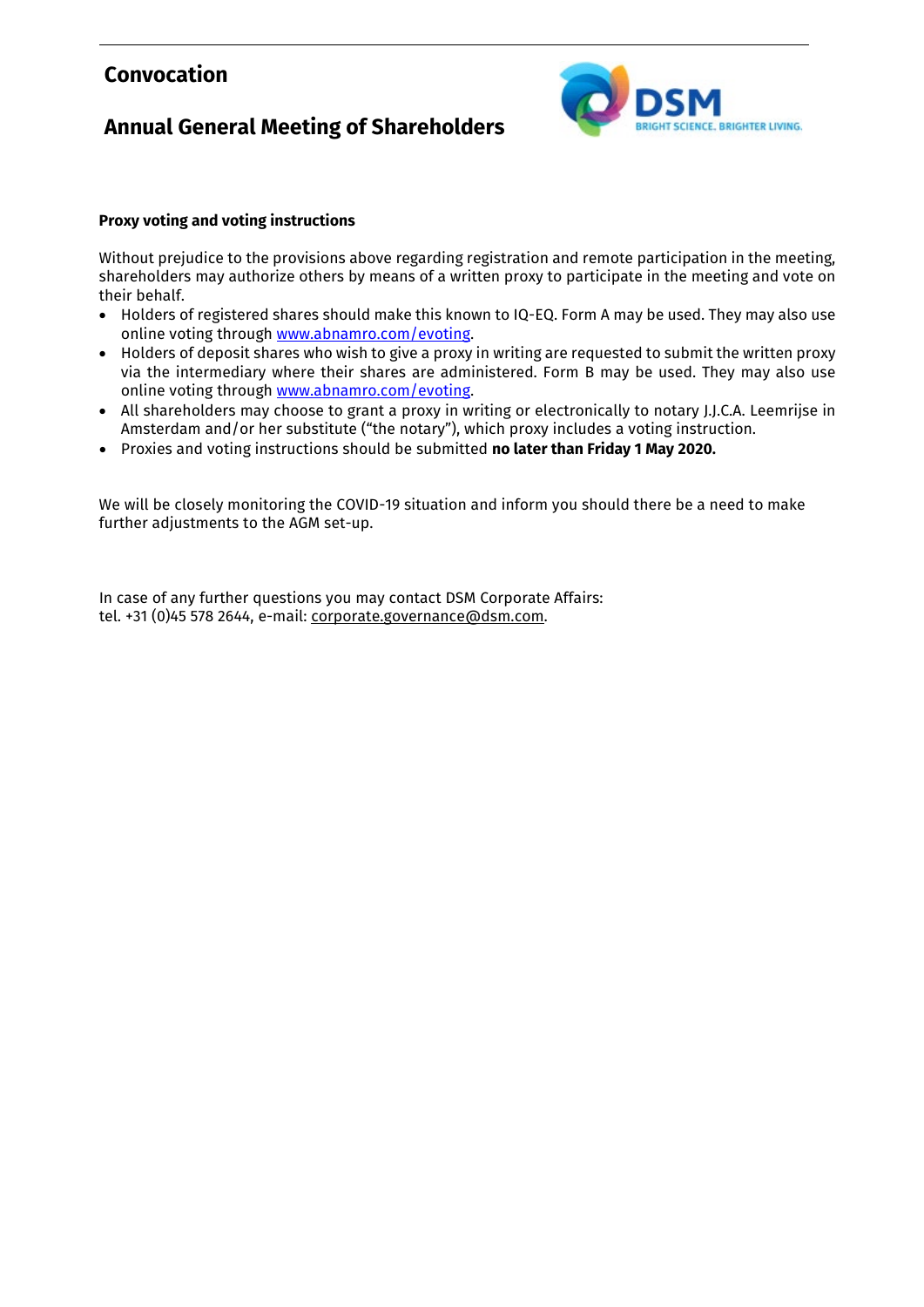# Convocation

## Annual General Meeting of Shareholders

**Proxy voting and voting instructions**

Without prejudice to the provisions above regarding registration and remote participation in the meeting, shareholders may authorize others by means of a written proxy to participate in the meeting and vote on their behalf.

- Holders of registered shares should make this known to IQ-EQ. Form A may be used. They may also use online voting through www.abnamro.com/evoting.
- Holders of deposit shares who wish to give a proxy in writing are requested to submit the written proxy via the intermediary where their shares are administered. Form B may be used. They may also use online voting through www.abnamro.com/evoting.
- All shareholders may choose to grant a proxy in writing or electronically to notary J.J.C.A. Leemrijse in Amsterdam and/or her substitute ("the notary"), which proxy includes a voting instruction.
- Proxies and voting instructions should be submitted **no later than Friday 1 May 2020.**

We will be closely monitoring the COVID-19 situation and inform you should there be a need to make further adjustments to the AGM set-up.

In case of any further questions you may contact DSM Corporate Affairs:
tel. +31 (0)45 578 2644, e-mail: corporate.governance@dsm.com.